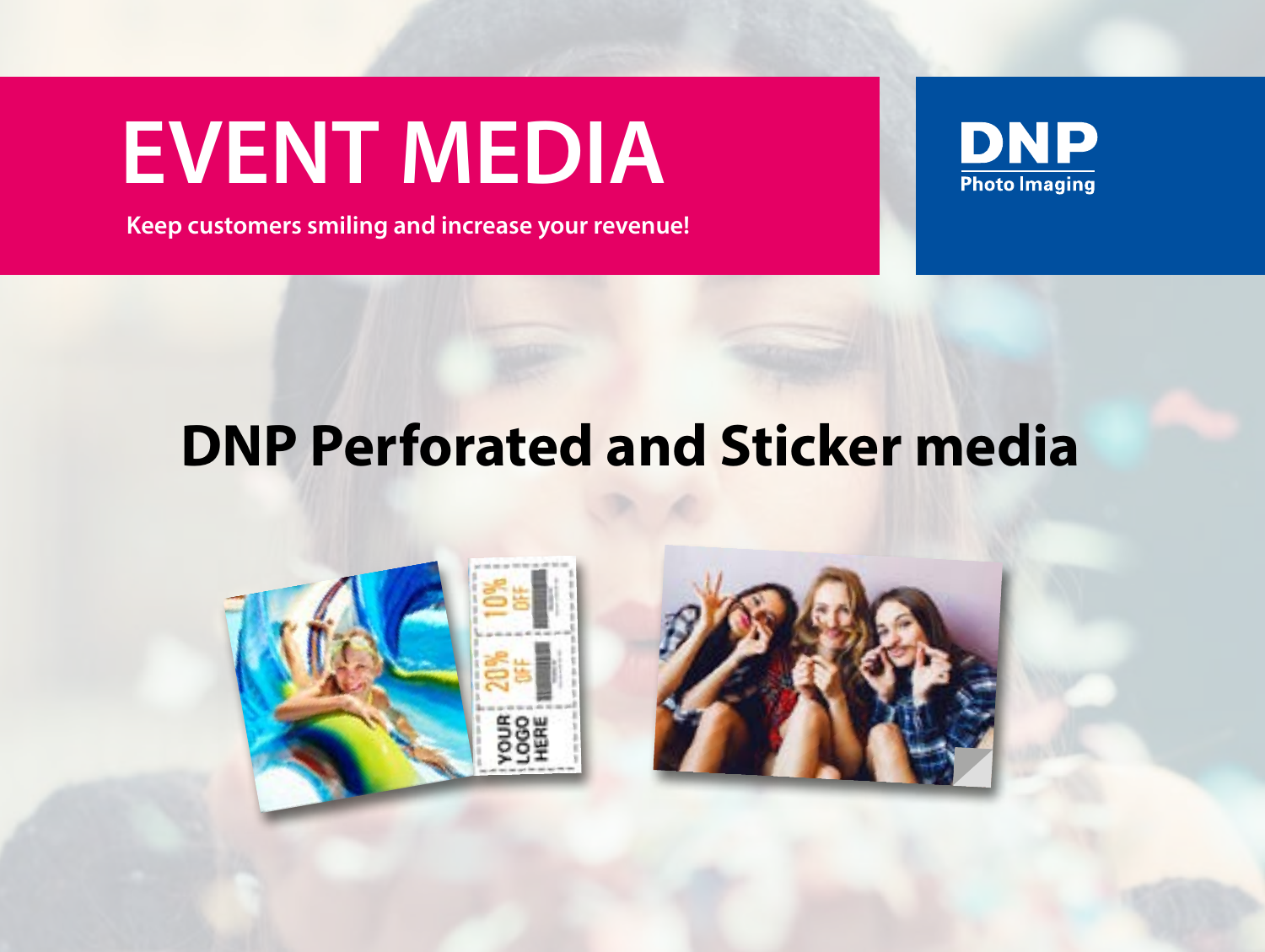# EVENT MEDIA

**Keep customers smiling and increase your revenue!**

DNP
Photo Imaging

## DNP Perforated and Sticker media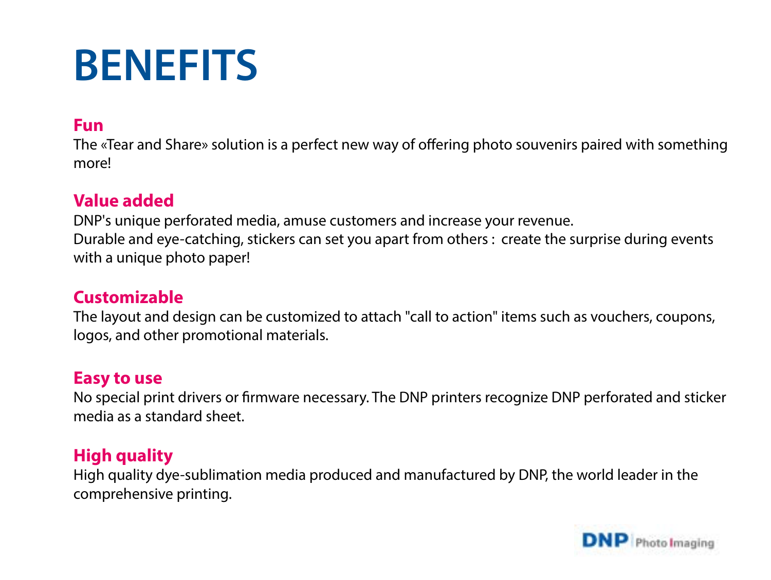# BENEFITS

## Fun

The «Tear and Share» solution is a perfect new way of offering photo souvenirs paired with something more!

## Value added

DNP's unique perforated media, amuse customers and increase your revenue.
Durable and eye-catching, stickers can set you apart from others : create the surprise during events with a unique photo paper!

## Customizable

The layout and design can be customized to attach "call to action" items such as vouchers, coupons, logos, and other promotional materials.

## Easy to use

No special print drivers or firmware necessary. The DNP printers recognize DNP perforated and sticker media as a standard sheet.

## High quality

High quality dye-sublimation media produced and manufactured by DNP, the world leader in the comprehensive printing.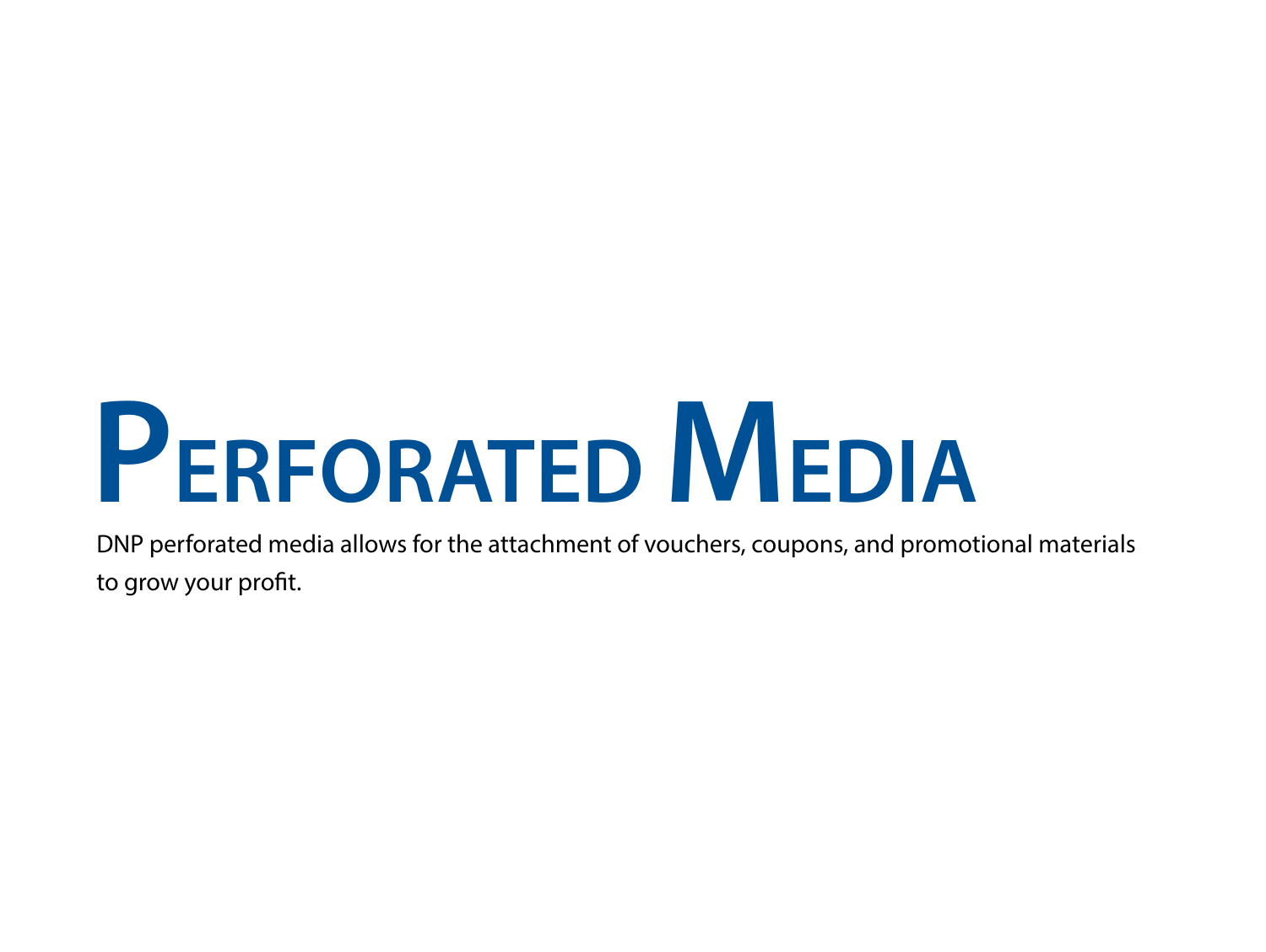# Perforated Media

DNP perforated media allows for the attachment of vouchers, coupons, and promotional materials to grow your profit.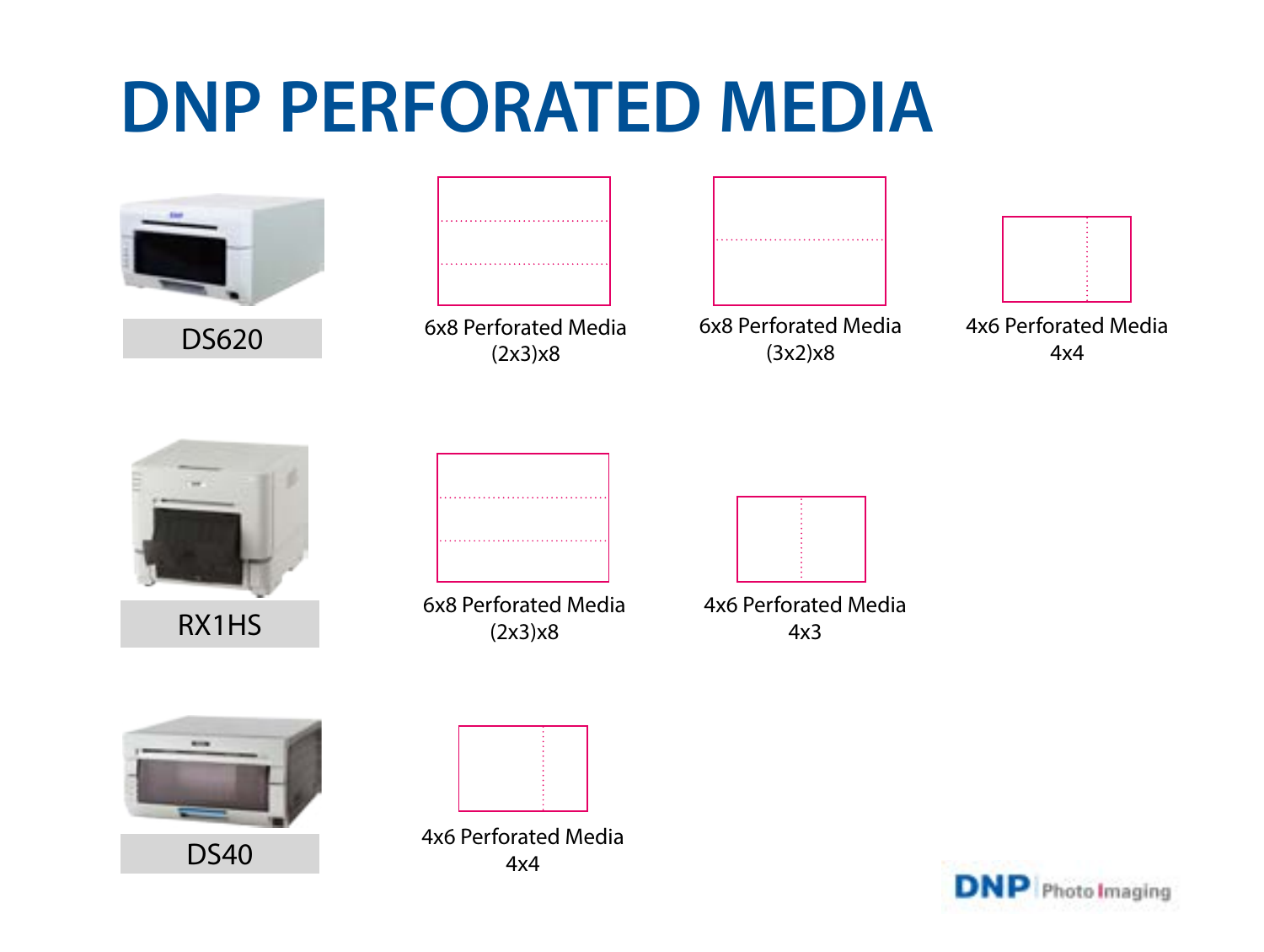# DNP PERFORATED MEDIA

**DS620**

- 6x8 Perforated Media (2x3)x8
- 6x8 Perforated Media (3x2)x8
- 4x6 Perforated Media 4x4

**RX1HS**

- 6x8 Perforated Media (2x3)x8
- 4x6 Perforated Media 4x3

**DS40**

- 4x6 Perforated Media 4x4

DNP Photo Imaging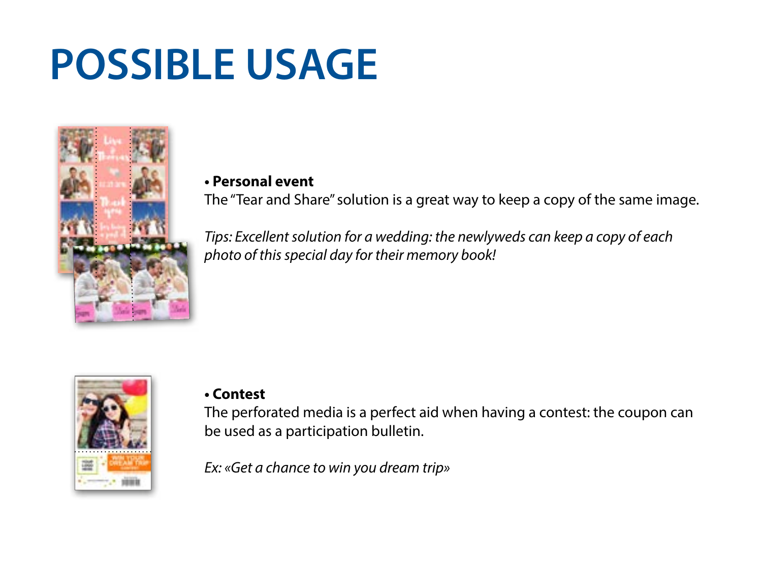# POSSIBLE USAGE

**• Personal event**
The "Tear and Share" solution is a great way to keep a copy of the same image.

*Tips: Excellent solution for a wedding: the newlyweds can keep a copy of each photo of this special day for their memory book!*

**• Contest**
The perforated media is a perfect aid when having a contest: the coupon can be used as a participation bulletin.

*Ex: «Get a chance to win you dream trip»*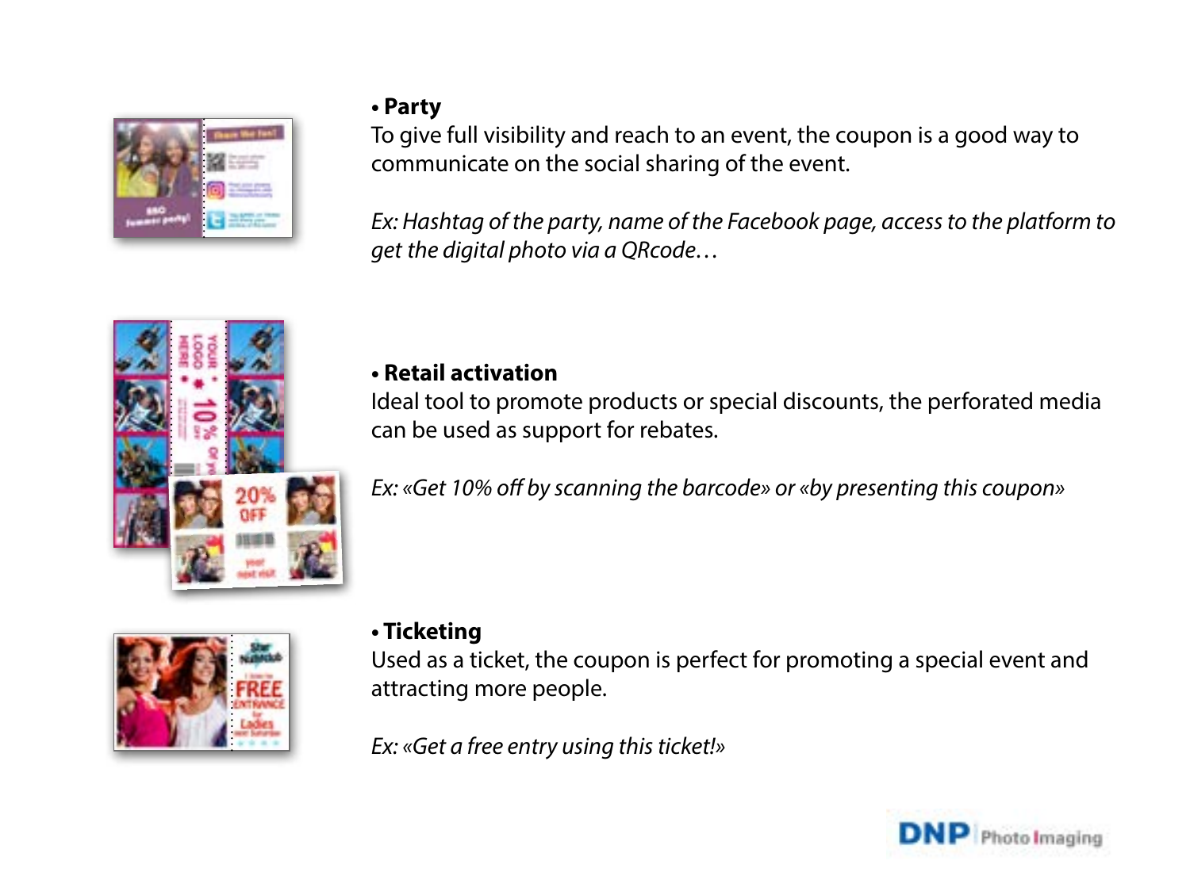- **Party**

To give full visibility and reach to an event, the coupon is a good way to communicate on the social sharing of the event.

*Ex: Hashtag of the party, name of the Facebook page, access to the platform to get the digital photo via a QRcode…*

- **Retail activation**

Ideal tool to promote products or special discounts, the perforated media can be used as support for rebates.

*Ex: «Get 10% off by scanning the barcode» or «by presenting this coupon»*

- **Ticketing**

Used as a ticket, the coupon is perfect for promoting a special event and attracting more people.

*Ex: «Get a free entry using this ticket!»*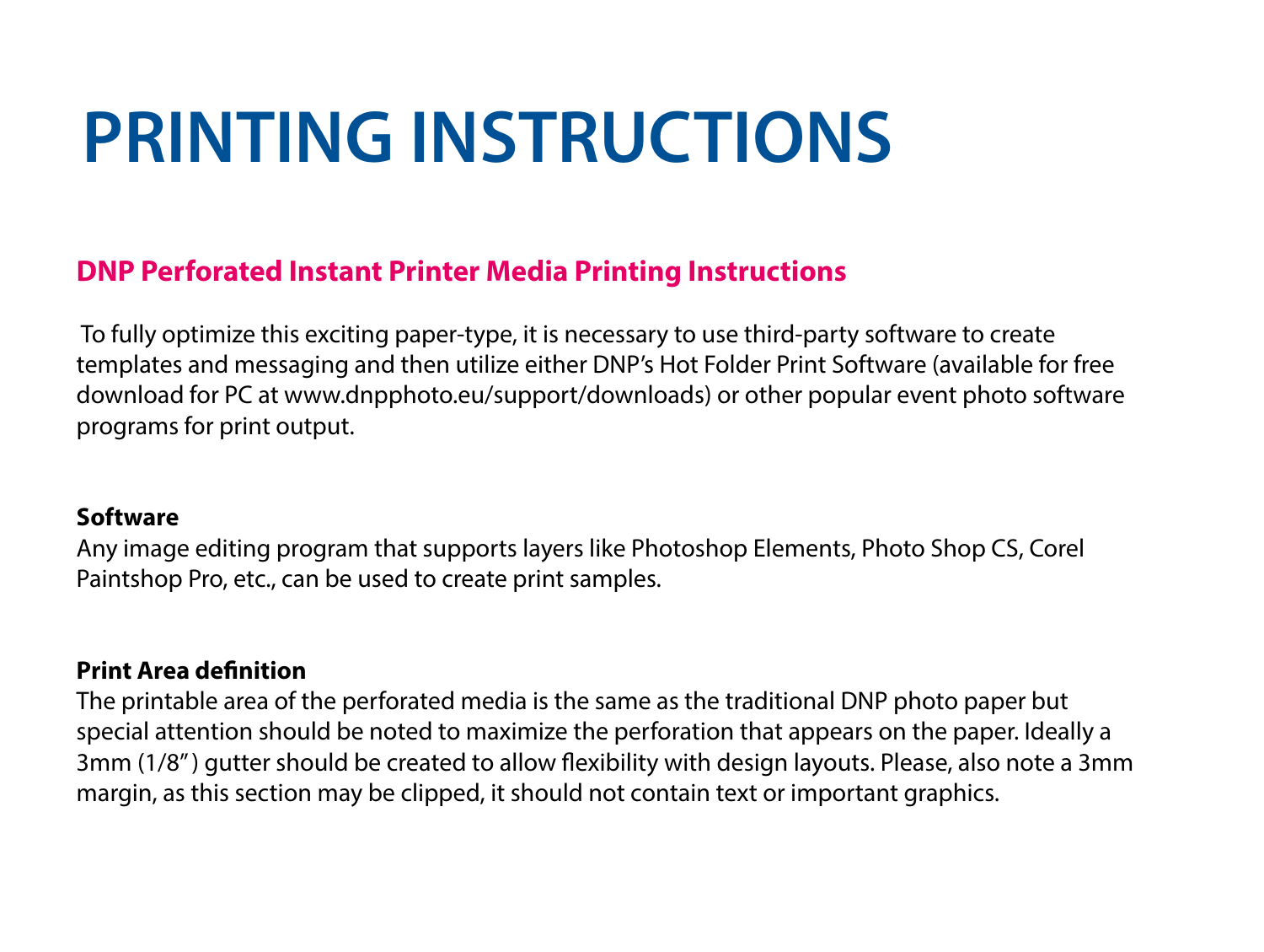# PRINTING INSTRUCTIONS

## DNP Perforated Instant Printer Media Printing Instructions

To fully optimize this exciting paper-type, it is necessary to use third-party software to create templates and messaging and then utilize either DNP's Hot Folder Print Software (available for free download for PC at www.dnpphoto.eu/support/downloads) or other popular event photo software programs for print output.

**Software**

Any image editing program that supports layers like Photoshop Elements, Photo Shop CS, Corel Paintshop Pro, etc., can be used to create print samples.

**Print Area definition**

The printable area of the perforated media is the same as the traditional DNP photo paper but special attention should be noted to maximize the perforation that appears on the paper. Ideally a 3mm (1/8") gutter should be created to allow flexibility with design layouts. Please, also note a 3mm margin, as this section may be clipped, it should not contain text or important graphics.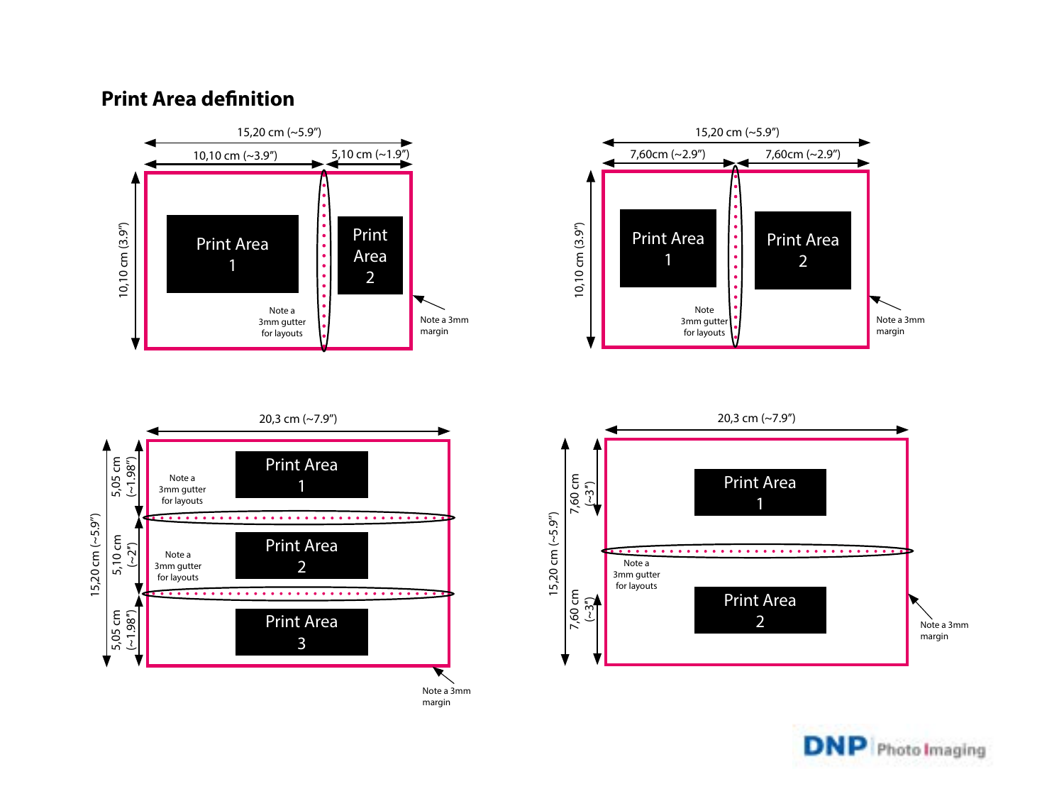## Print Area definition

15,20 cm (~5.9")

10,10 cm (~3.9")

5,10 cm (~1.9")

10,10 cm (3.9")

Print Area 1

Print Area 2

Note a 3mm gutter for layouts

Note a 3mm margin

15,20 cm (~5.9")

7,60cm (~2.9")

7,60cm (~2.9")

10,10 cm (3.9")

Print Area 1

Print Area 2

Note 3mm gutter for layouts

Note a 3mm margin

20,3 cm (~7.9")

15,20 cm (~5.9")

5,05 cm (~1.98")

5,10 cm (~2")

5,05 cm (~1.98")

Print Area 1

Print Area 2

Print Area 3

Note a 3mm gutter for layouts

Note a 3mm gutter for layouts

Note a 3mm margin

20,3 cm (~7.9")

15,20 cm (~5.9")

7,60 cm (~3")

7,60 cm (~3")

Print Area 1

Print Area 2

Note a 3mm gutter for layouts

Note a 3mm margin

DNP Photo Imaging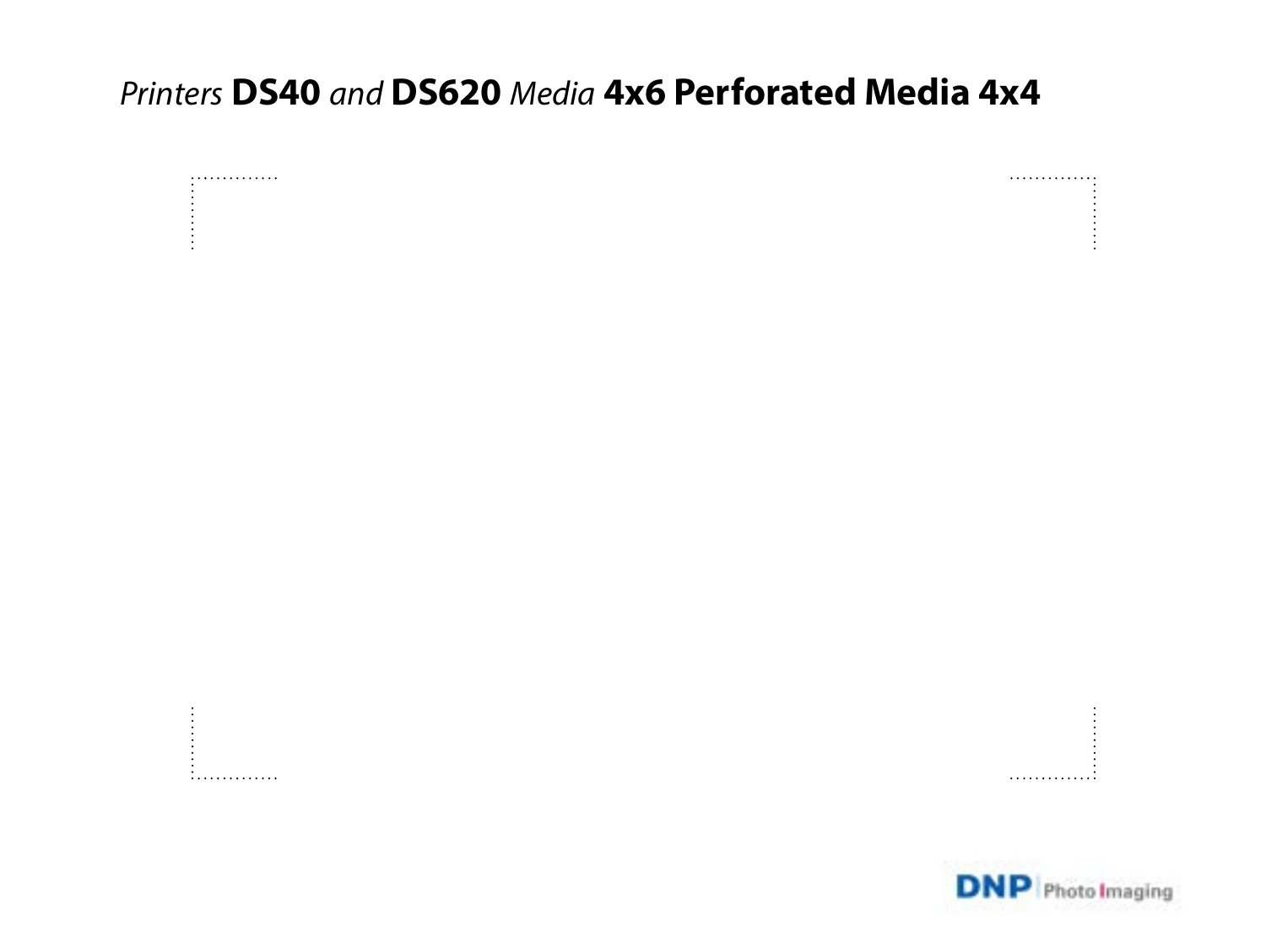*Printers* **DS40** *and* **DS620** *Media* **4x6 Perforated Media 4x4**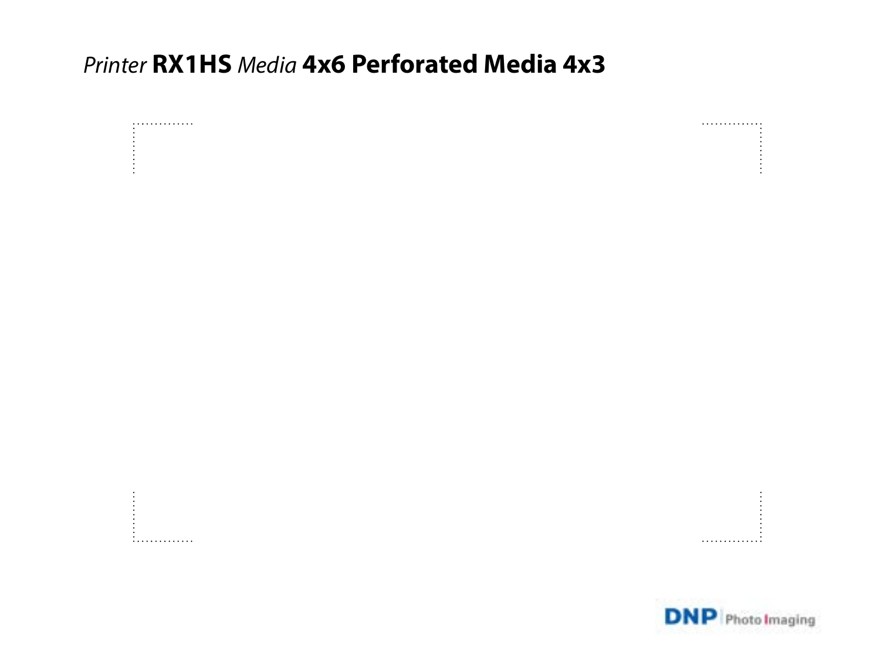*Printer* **RX1HS** *Media* **4x6 Perforated Media 4x3**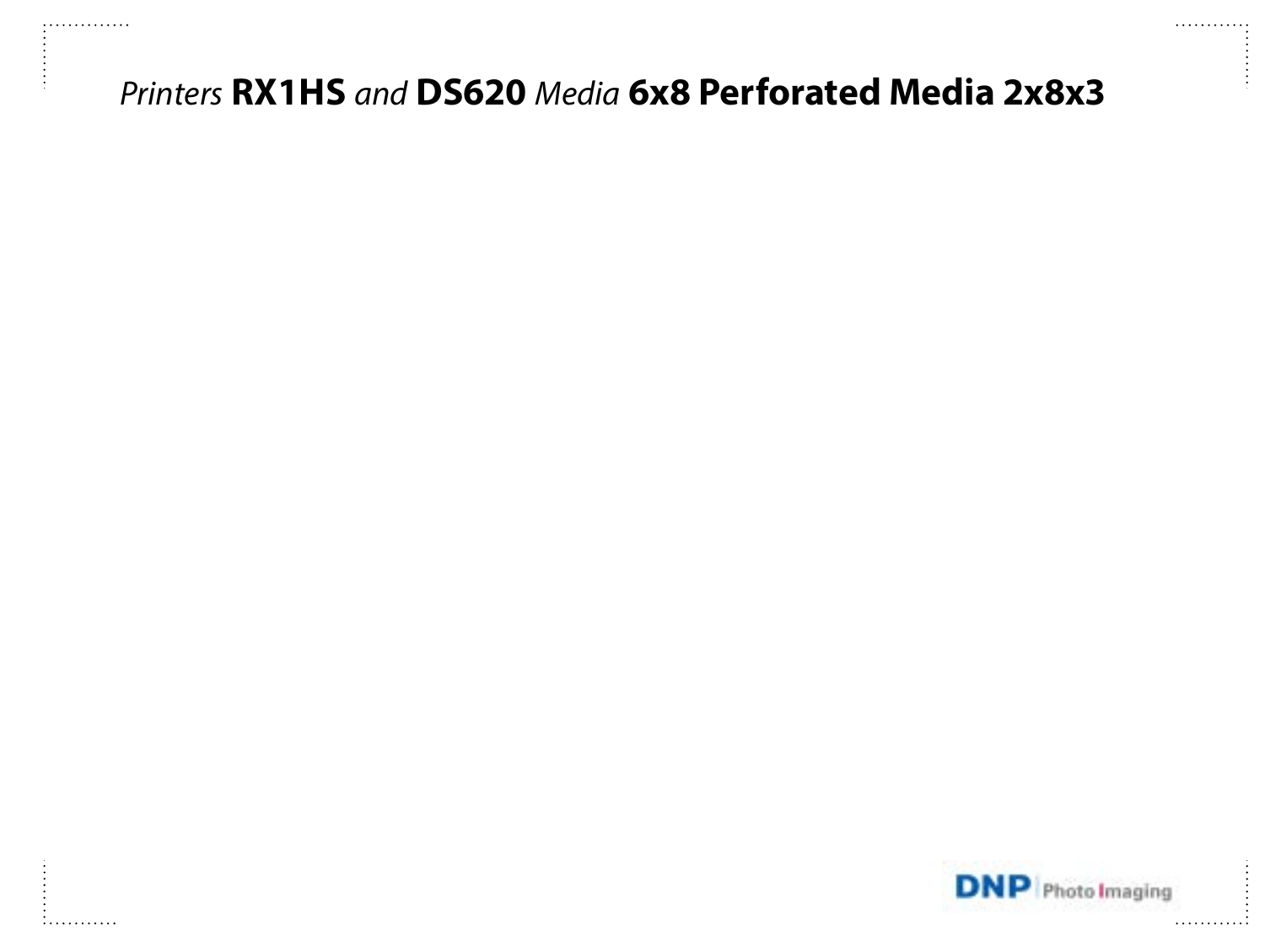*Printers* **RX1HS** *and* **DS620** *Media* **6x8 Perforated Media 2x8x3**

**DNP** Photo Imaging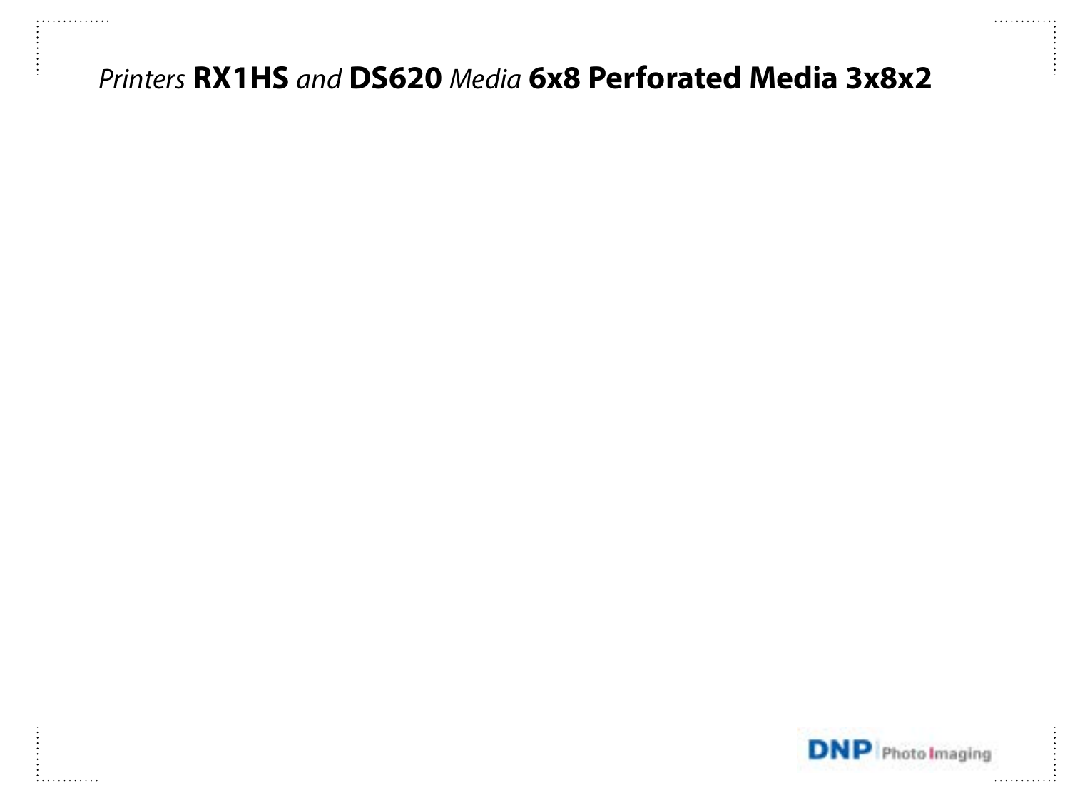*Printers* **RX1HS** *and* **DS620** *Media* **6x8 Perforated Media 3x8x2**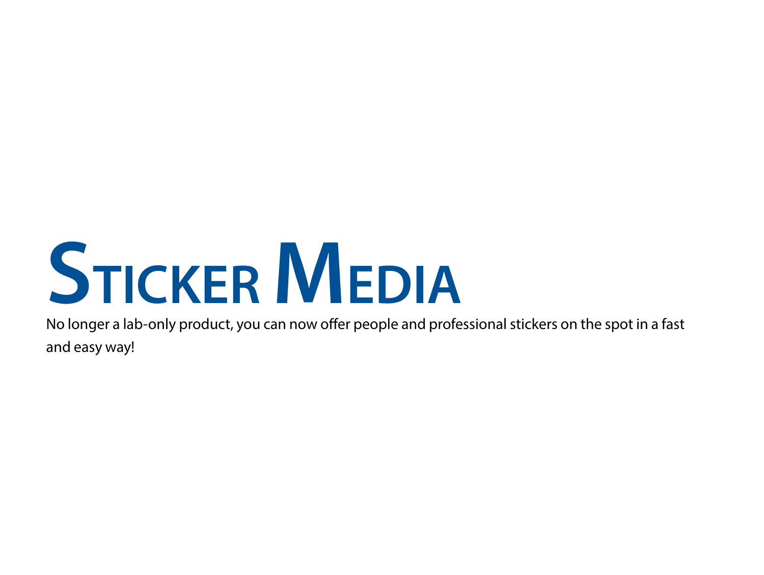# Sticker Media

No longer a lab-only product, you can now offer people and professional stickers on the spot in a fast and easy way!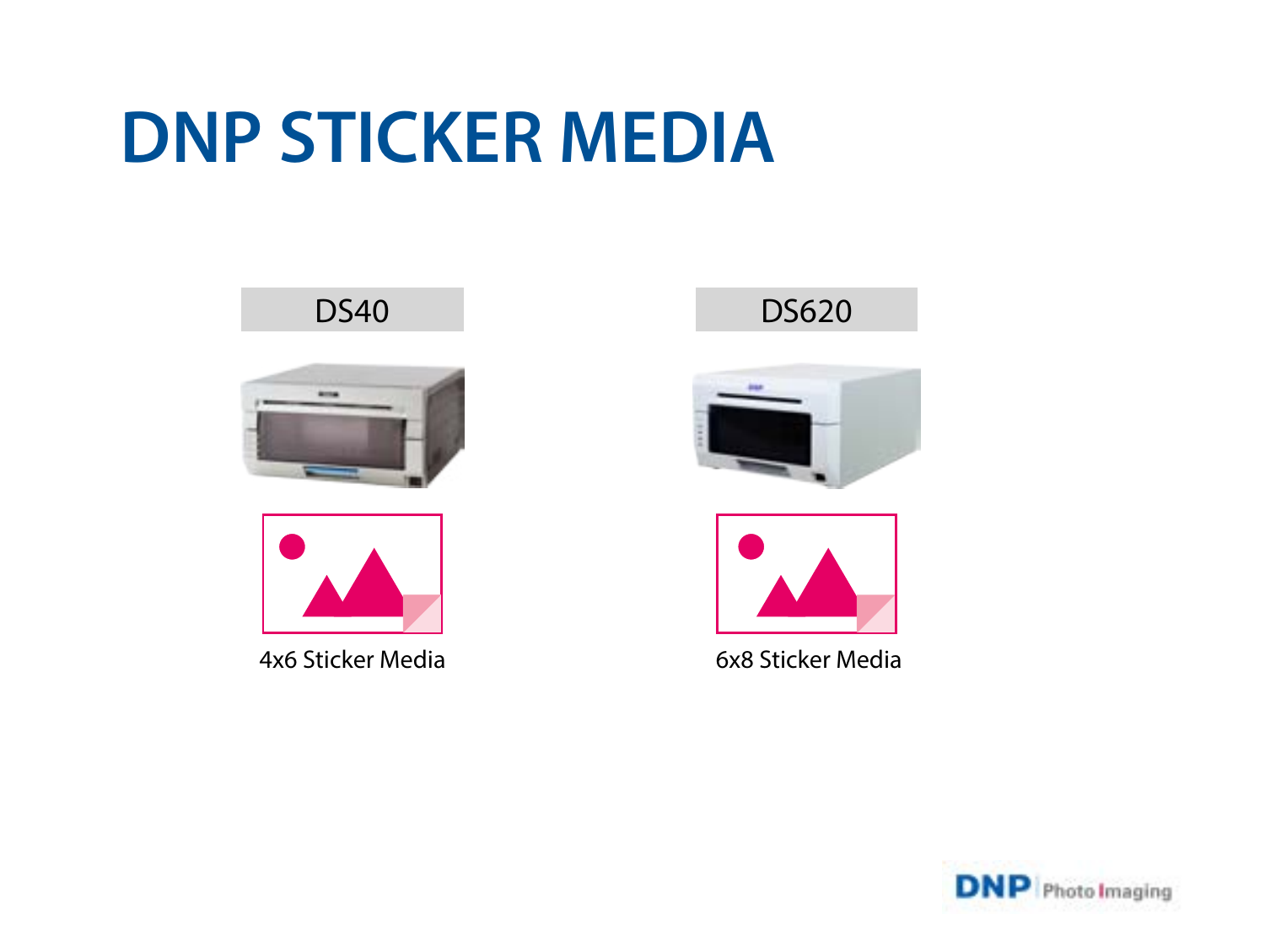# DNP STICKER MEDIA

| DS40 | DS620 |
| --- | --- |
| 4x6 Sticker Media | 6x8 Sticker Media |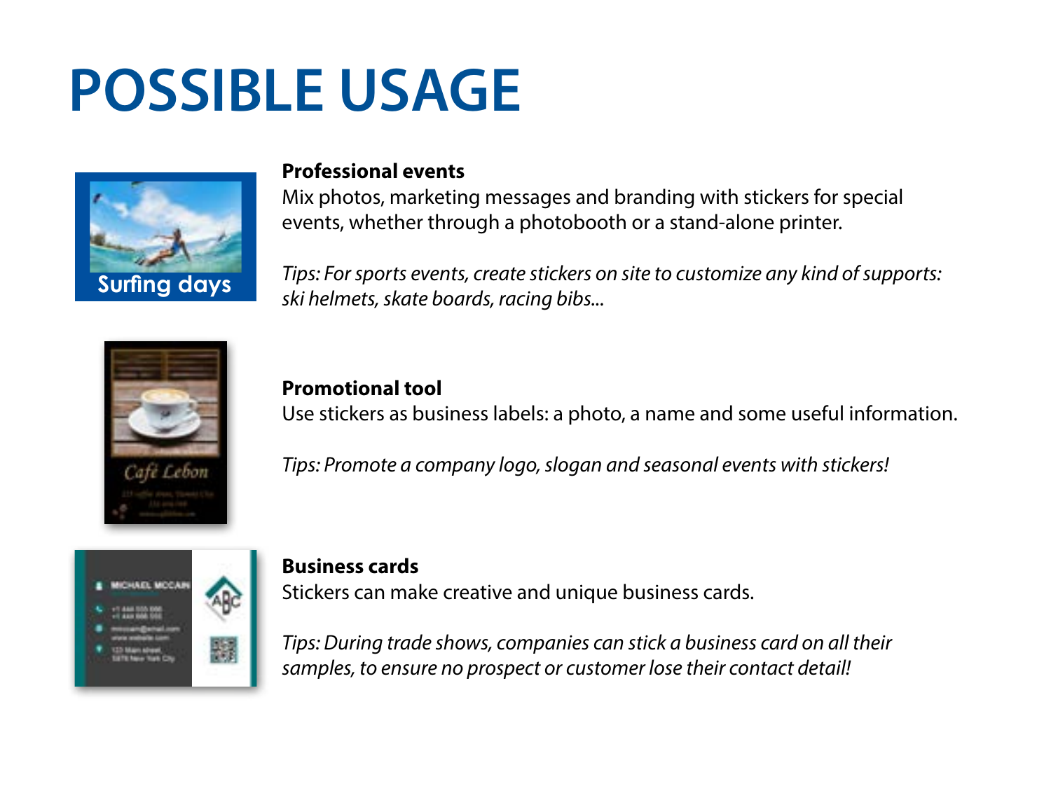# POSSIBLE USAGE

**Professional events**
Mix photos, marketing messages and branding with stickers for special events, whether through a photobooth or a stand-alone printer.

*Tips: For sports events, create stickers on site to customize any kind of supports: ski helmets, skate boards, racing bibs...*

**Promotional tool**
Use stickers as business labels: a photo, a name and some useful information.

*Tips: Promote a company logo, slogan and seasonal events with stickers!*

**Business cards**
Stickers can make creative and unique business cards.

*Tips: During trade shows, companies can stick a business card on all their samples, to ensure no prospect or customer lose their contact detail!*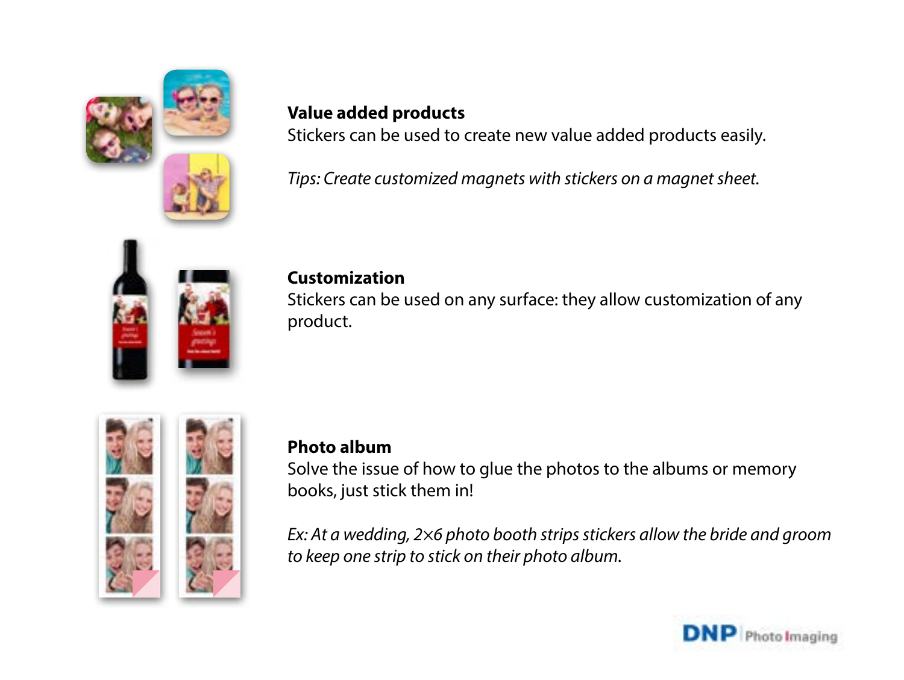**Value added products**
Stickers can be used to create new value added products easily.

*Tips: Create customized magnets with stickers on a magnet sheet.*

**Customization**
Stickers can be used on any surface: they allow customization of any product.

**Photo album**
Solve the issue of how to glue the photos to the albums or memory books, just stick them in!

*Ex: At a wedding, 2×6 photo booth strips stickers allow the bride and groom to keep one strip to stick on their photo album.*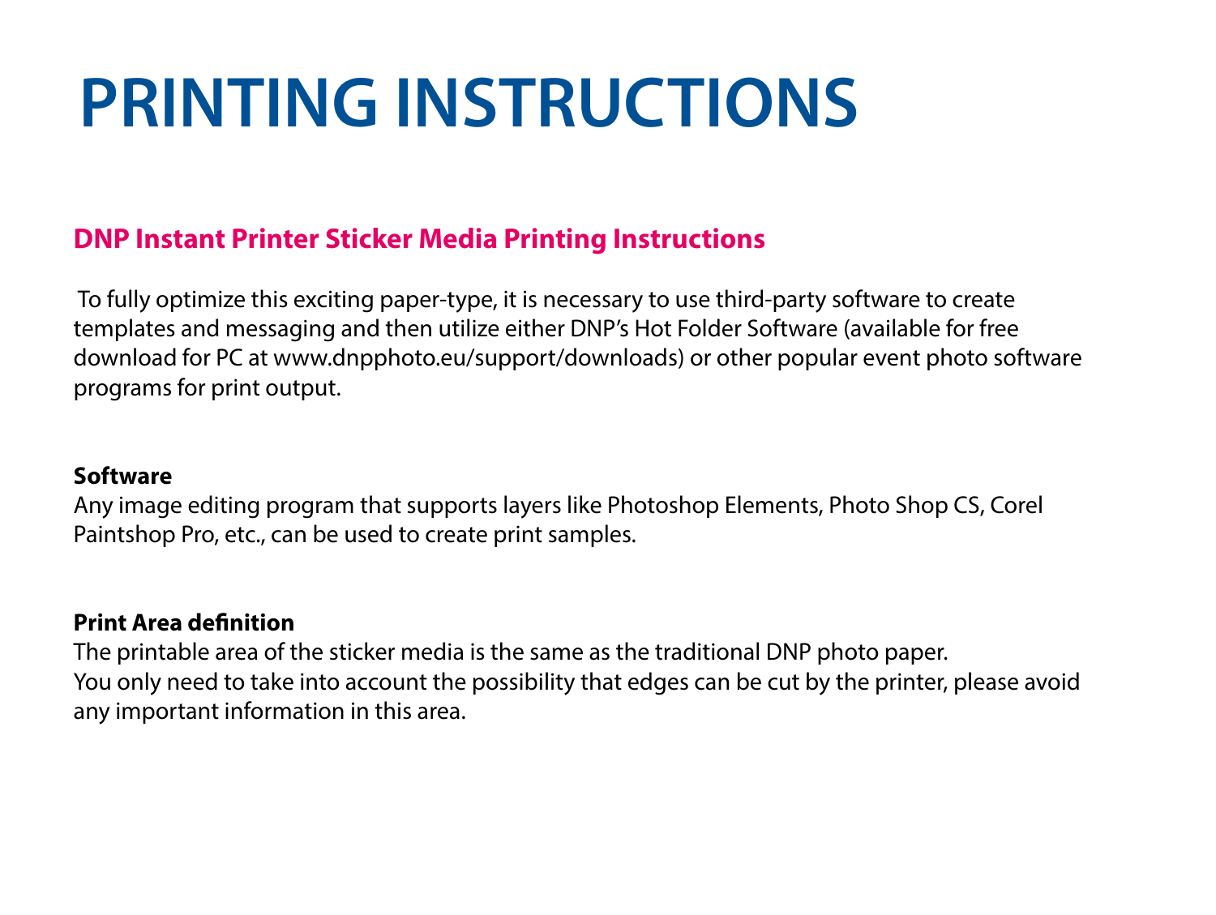# PRINTING INSTRUCTIONS

## DNP Instant Printer Sticker Media Printing Instructions

To fully optimize this exciting paper-type, it is necessary to use third-party software to create templates and messaging and then utilize either DNP's Hot Folder Software (available for free download for PC at www.dnpphoto.eu/support/downloads) or other popular event photo software programs for print output.

**Software**

Any image editing program that supports layers like Photoshop Elements, Photo Shop CS, Corel Paintshop Pro, etc., can be used to create print samples.

**Print Area definition**

The printable area of the sticker media is the same as the traditional DNP photo paper.
You only need to take into account the possibility that edges can be cut by the printer, please avoid any important information in this area.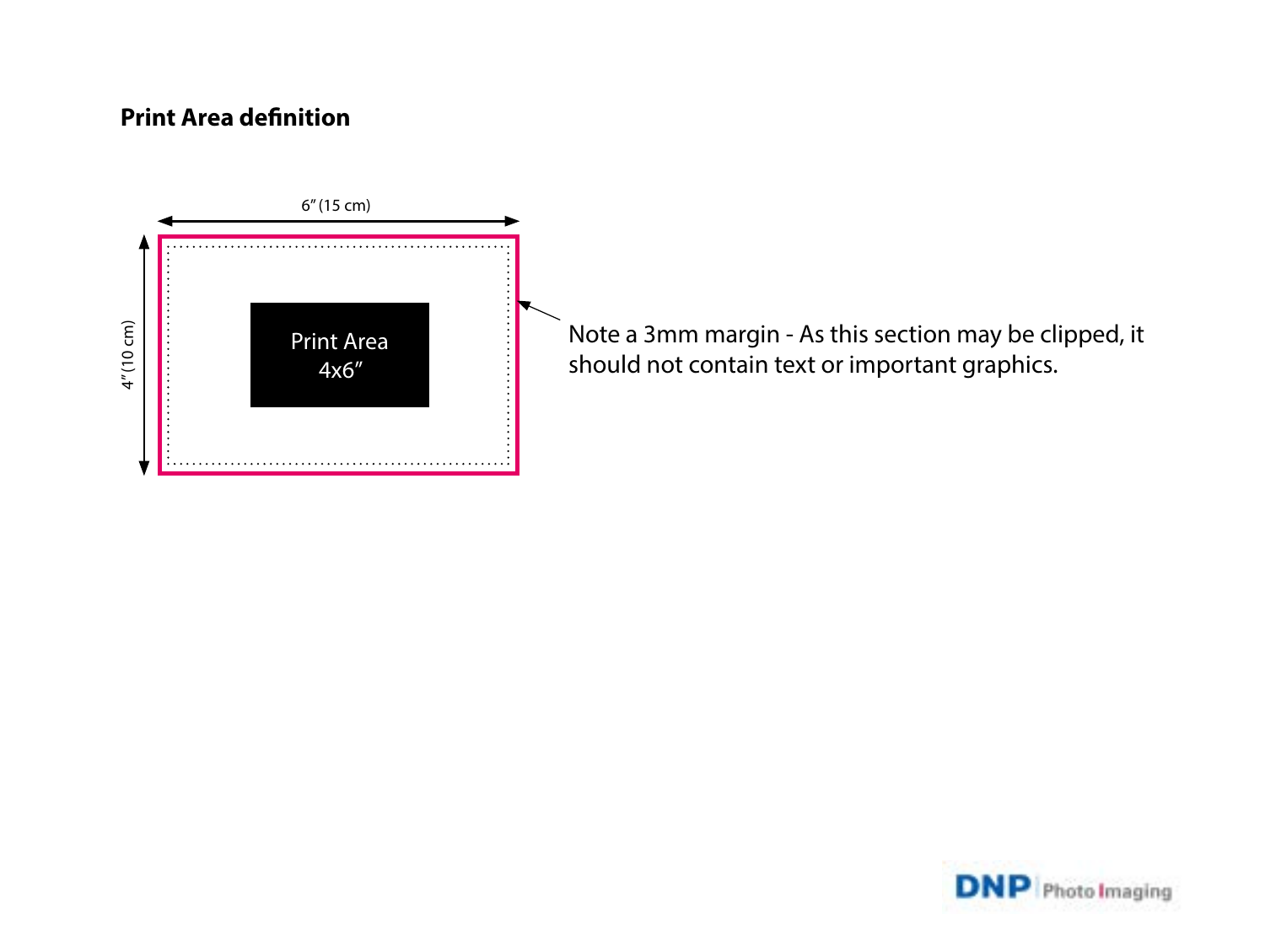## Print Area definition

6" (15 cm)

4" (10 cm)

Print Area
4x6"

Note a 3mm margin - As this section may be clipped, it should not contain text or important graphics.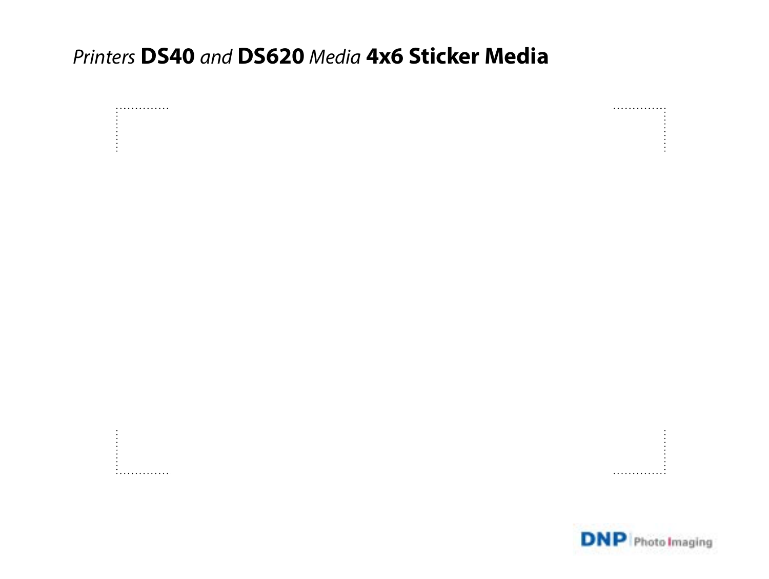*Printers* **DS40** *and* **DS620** *Media* **4x6 Sticker Media**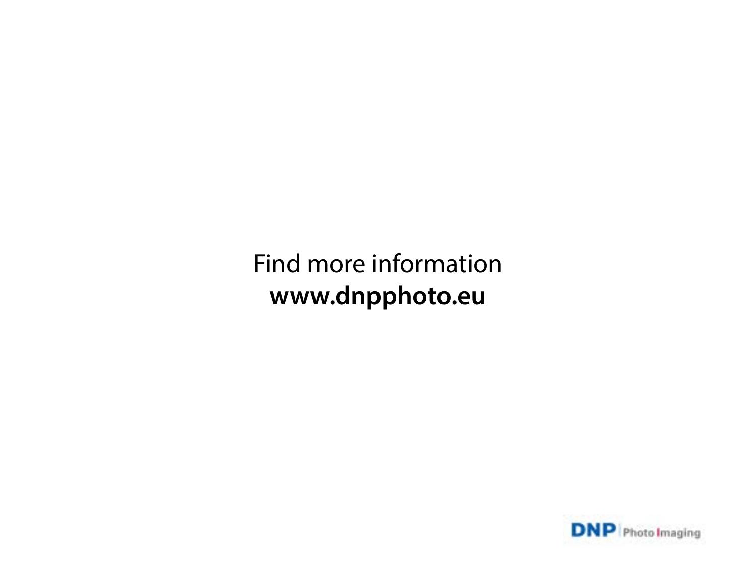Find more information

**www.dnpphoto.eu**

DNP Photo Imaging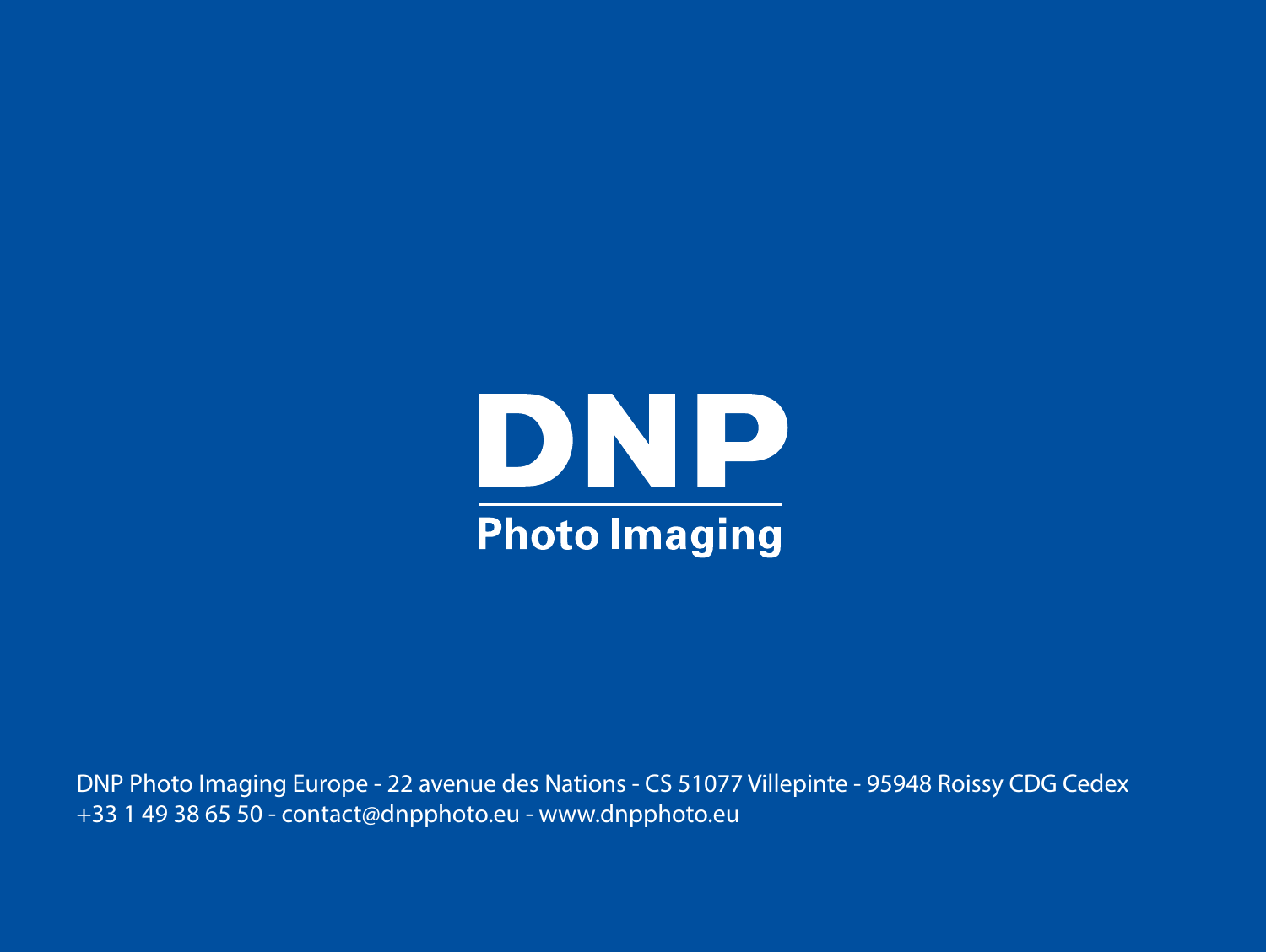# DNP

## Photo Imaging

DNP Photo Imaging Europe - 22 avenue des Nations - CS 51077 Villepinte - 95948 Roissy CDG Cedex
+33 1 49 38 65 50 - contact@dnpphoto.eu - www.dnpphoto.eu